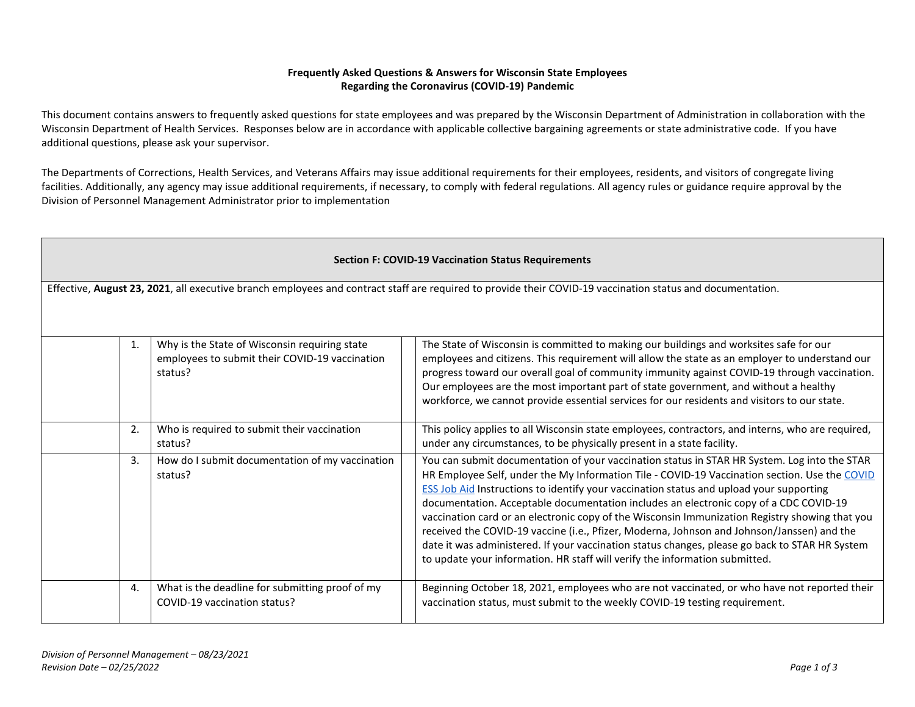**Frequently Asked Questions & Answers for Wisconsin State Employees Regarding the Coronavirus (COVID-19) Pandemic**

This document contains answers to frequently asked questions for state employees and was prepared by the Wisconsin Department of Administration in collaboration with the Wisconsin Department of Health Services. Responses below are in accordance with applicable collective bargaining agreements or state administrative code. If you have additional questions, please ask your supervisor.

The Departments of Corrections, Health Services, and Veterans Affairs may issue additional requirements for their employees, residents, and visitors of congregate living facilities. Additionally, any agency may issue additional requirements, if necessary, to comply with federal regulations. All agency rules or guidance require approval by the Division of Personnel Management Administrator prior to implementation

## Section F: COVID-19 Vaccination Status Requirements

Effective, **August 23, 2021**, all executive branch employees and contract staff are required to provide their COVID-19 vaccination status and documentation.

| # | Question | Answer |
|---|---|---|
| 1. | Why is the State of Wisconsin requiring state employees to submit their COVID-19 vaccination status? | The State of Wisconsin is committed to making our buildings and worksites safe for our employees and citizens. This requirement will allow the state as an employer to understand our progress toward our overall goal of community immunity against COVID-19 through vaccination. Our employees are the most important part of state government, and without a healthy workforce, we cannot provide essential services for our residents and visitors to our state. |
| 2. | Who is required to submit their vaccination status? | This policy applies to all Wisconsin state employees, contractors, and interns, who are required, under any circumstances, to be physically present in a state facility. |
| 3. | How do I submit documentation of my vaccination status? | You can submit documentation of your vaccination status in STAR HR System. Log into the STAR HR Employee Self, under the My Information Tile - COVID-19 Vaccination section. Use the COVID ESS Job Aid Instructions to identify your vaccination status and upload your supporting documentation. Acceptable documentation includes an electronic copy of a CDC COVID-19 vaccination card or an electronic copy of the Wisconsin Immunization Registry showing that you received the COVID-19 vaccine (i.e., Pfizer, Moderna, Johnson and Johnson/Janssen) and the date it was administered. If your vaccination status changes, please go back to STAR HR System to update your information. HR staff will verify the information submitted. |
| 4. | What is the deadline for submitting proof of my COVID-19 vaccination status? | Beginning October 18, 2021, employees who are not vaccinated, or who have not reported their vaccination status, must submit to the weekly COVID-19 testing requirement. |

*Division of Personnel Management – 08/23/2021*
*Revision Date – 02/25/2022*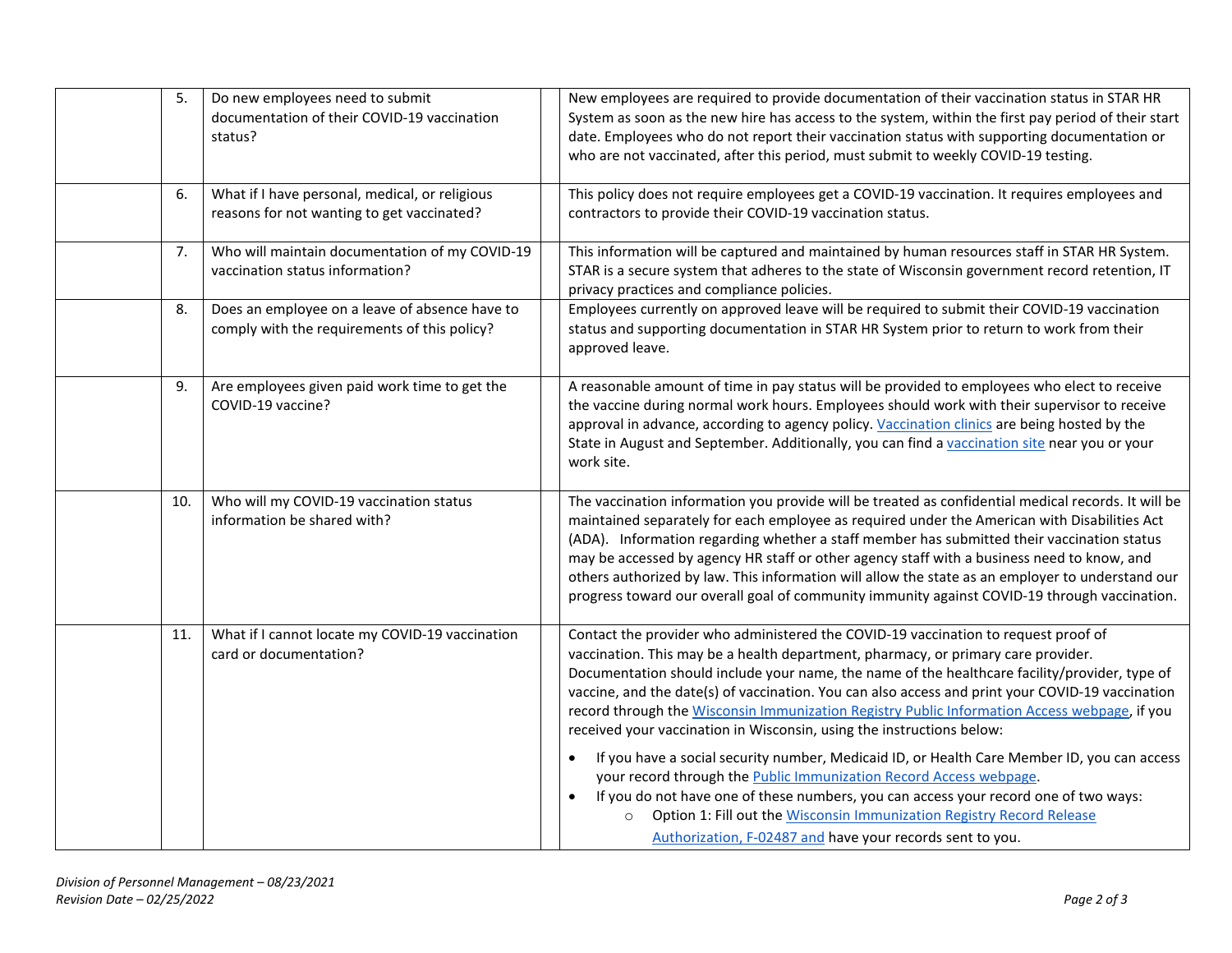| | # | Question | | Answer |
|---|---|---|---|---|
| | 5. | Do new employees need to submit documentation of their COVID-19 vaccination status? | | New employees are required to provide documentation of their vaccination status in STAR HR System as soon as the new hire has access to the system, within the first pay period of their start date. Employees who do not report their vaccination status with supporting documentation or who are not vaccinated, after this period, must submit to weekly COVID-19 testing. |
| | 6. | What if I have personal, medical, or religious reasons for not wanting to get vaccinated? | | This policy does not require employees get a COVID-19 vaccination. It requires employees and contractors to provide their COVID-19 vaccination status. |
| | 7. | Who will maintain documentation of my COVID-19 vaccination status information? | | This information will be captured and maintained by human resources staff in STAR HR System. STAR is a secure system that adheres to the state of Wisconsin government record retention, IT privacy practices and compliance policies. |
| | 8. | Does an employee on a leave of absence have to comply with the requirements of this policy? | | Employees currently on approved leave will be required to submit their COVID-19 vaccination status and supporting documentation in STAR HR System prior to return to work from their approved leave. |
| | 9. | Are employees given paid work time to get the COVID-19 vaccine? | | A reasonable amount of time in pay status will be provided to employees who elect to receive the vaccine during normal work hours. Employees should work with their supervisor to receive approval in advance, according to agency policy. Vaccination clinics are being hosted by the State in August and September. Additionally, you can find a vaccination site near you or your work site. |
| | 10. | Who will my COVID-19 vaccination status information be shared with? | | The vaccination information you provide will be treated as confidential medical records. It will be maintained separately for each employee as required under the American with Disabilities Act (ADA). Information regarding whether a staff member has submitted their vaccination status may be accessed by agency HR staff or other agency staff with a business need to know, and others authorized by law. This information will allow the state as an employer to understand our progress toward our overall goal of community immunity against COVID-19 through vaccination. |
| | 11. | What if I cannot locate my COVID-19 vaccination card or documentation? | | Contact the provider who administered the COVID-19 vaccination to request proof of vaccination. This may be a health department, pharmacy, or primary care provider. Documentation should include your name, the name of the healthcare facility/provider, type of vaccine, and the date(s) of vaccination. You can also access and print your COVID-19 vaccination record through the Wisconsin Immunization Registry Public Information Access webpage, if you received your vaccination in Wisconsin, using the instructions below:<br>• If you have a social security number, Medicaid ID, or Health Care Member ID, you can access your record through the Public Immunization Record Access webpage.<br>• If you do not have one of these numbers, you can access your record one of two ways:<br>  ○ Option 1: Fill out the Wisconsin Immunization Registry Record Release Authorization, F-02487 and have your records sent to you. |

*Division of Personnel Management – 08/23/2021*
*Revision Date – 02/25/2022*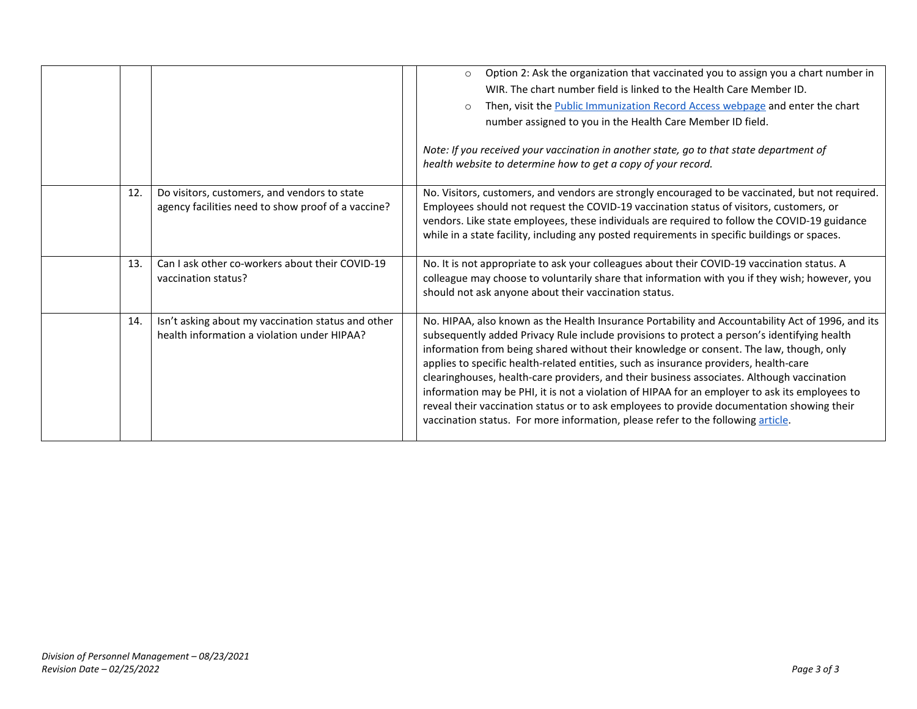| | | | | |
|---|---|---|---|---|
| | | | | ○ Option 2: Ask the organization that vaccinated you to assign you a chart number in WIR. The chart number field is linked to the Health Care Member ID.<br>○ Then, visit the [Public Immunization Record Access webpage]() and enter the chart number assigned to you in the Health Care Member ID field.<br><br>*Note: If you received your vaccination in another state, go to that state department of health website to determine how to get a copy of your record.* |
| | 12. | Do visitors, customers, and vendors to state agency facilities need to show proof of a vaccine? | | No. Visitors, customers, and vendors are strongly encouraged to be vaccinated, but not required. Employees should not request the COVID-19 vaccination status of visitors, customers, or vendors. Like state employees, these individuals are required to follow the COVID-19 guidance while in a state facility, including any posted requirements in specific buildings or spaces. |
| | 13. | Can I ask other co-workers about their COVID-19 vaccination status? | | No. It is not appropriate to ask your colleagues about their COVID-19 vaccination status. A colleague may choose to voluntarily share that information with you if they wish; however, you should not ask anyone about their vaccination status. |
| | 14. | Isn't asking about my vaccination status and other health information a violation under HIPAA? | | No. HIPAA, also known as the Health Insurance Portability and Accountability Act of 1996, and its subsequently added Privacy Rule include provisions to protect a person's identifying health information from being shared without their knowledge or consent. The law, though, only applies to specific health-related entities, such as insurance providers, health-care clearinghouses, health-care providers, and their business associates. Although vaccination information may be PHI, it is not a violation of HIPAA for an employer to ask its employees to reveal their vaccination status or to ask employees to provide documentation showing their vaccination status. For more information, please refer to the following [article](). |

*Division of Personnel Management – 08/23/2021*
*Revision Date – 02/25/2022*